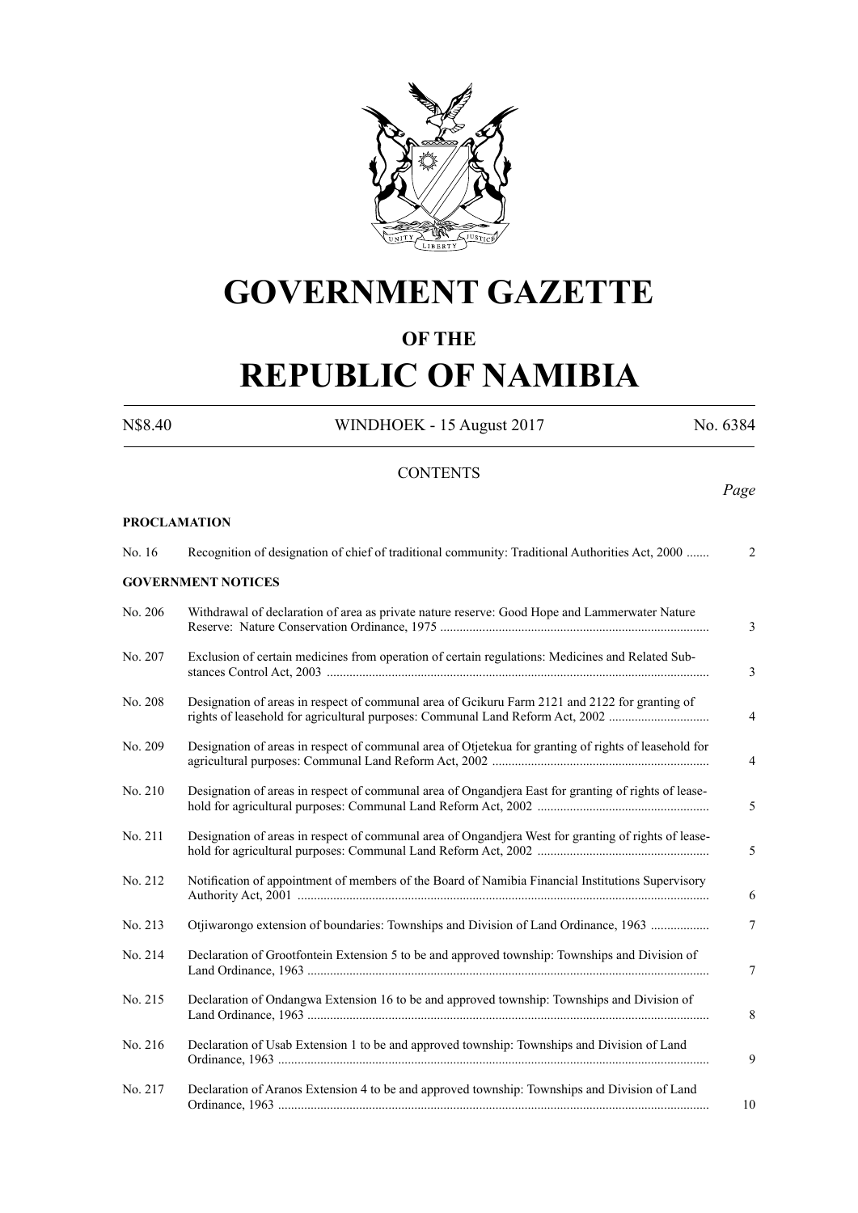# GOVERNMENT GAZETTE

## OF THE

# REPUBLIC OF NAMIBIA

N$8.40 WINDHOEK - 15 August 2017 No. 6384

## CONTENTS

*Page*

**PROCLAMATION**

| | | |
|---|---|---|
| No. 16 | Recognition of designation of chief of traditional community: Traditional Authorities Act, 2000 | 2 |

**GOVERNMENT NOTICES**

| | | |
|---|---|---|
| No. 206 | Withdrawal of declaration of area as private nature reserve: Good Hope and Lammerwater Nature Reserve: Nature Conservation Ordinance, 1975 | 3 |
| No. 207 | Exclusion of certain medicines from operation of certain regulations: Medicines and Related Substances Control Act, 2003 | 3 |
| No. 208 | Designation of areas in respect of communal area of Gcikuru Farm 2121 and 2122 for granting of rights of leasehold for agricultural purposes: Communal Land Reform Act, 2002 | 4 |
| No. 209 | Designation of areas in respect of communal area of Otjetekua for granting of rights of leasehold for agricultural purposes: Communal Land Reform Act, 2002 | 4 |
| No. 210 | Designation of areas in respect of communal area of Ongandjera East for granting of rights of leasehold for agricultural purposes: Communal Land Reform Act, 2002 | 5 |
| No. 211 | Designation of areas in respect of communal area of Ongandjera West for granting of rights of leasehold for agricultural purposes: Communal Land Reform Act, 2002 | 5 |
| No. 212 | Notification of appointment of members of the Board of Namibia Financial Institutions Supervisory Authority Act, 2001 | 6 |
| No. 213 | Otjiwarongo extension of boundaries: Townships and Division of Land Ordinance, 1963 | 7 |
| No. 214 | Declaration of Grootfontein Extension 5 to be and approved township: Townships and Division of Land Ordinance, 1963 | 7 |
| No. 215 | Declaration of Ondangwa Extension 16 to be and approved township: Townships and Division of Land Ordinance, 1963 | 8 |
| No. 216 | Declaration of Usab Extension 1 to be and approved township: Townships and Division of Land Ordinance, 1963 | 9 |
| No. 217 | Declaration of Aranos Extension 4 to be and approved township: Townships and Division of Land Ordinance, 1963 | 10 |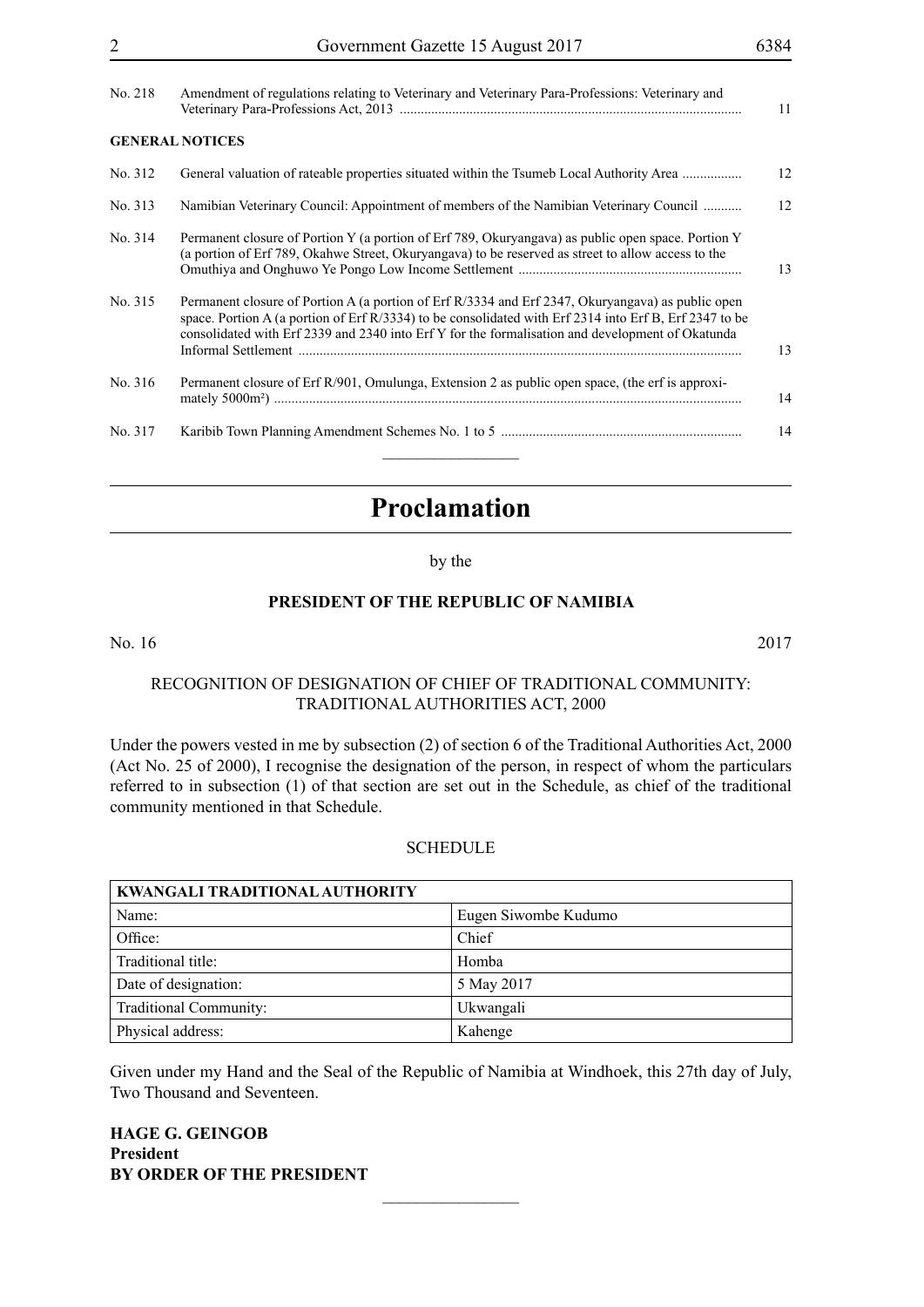| | | |
|---|---|---|
| No. 218 | Amendment of regulations relating to Veterinary and Veterinary Para-Professions: Veterinary and Veterinary Para-Professions Act, 2013 | 11 |

**GENERAL NOTICES**

| | | |
|---|---|---|
| No. 312 | General valuation of rateable properties situated within the Tsumeb Local Authority Area | 12 |
| No. 313 | Namibian Veterinary Council: Appointment of members of the Namibian Veterinary Council | 12 |
| No. 314 | Permanent closure of Portion Y (a portion of Erf 789, Okuryangava) as public open space. Portion Y (a portion of Erf 789, Okahwe Street, Okuryangava) to be reserved as street to allow access to the Omuthiya and Onghuwo Ye Pongo Low Income Settlement | 13 |
| No. 315 | Permanent closure of Portion A (a portion of Erf R/3334 and Erf 2347, Okuryangava) as public open space. Portion A (a portion of Erf R/3334) to be consolidated with Erf 2314 into Erf B, Erf 2347 to be consolidated with Erf 2339 and 2340 into Erf Y for the formalisation and development of Okatunda Informal Settlement | 13 |
| No. 316 | Permanent closure of Erf R/901, Omulunga, Extension 2 as public open space, (the erf is approximately 5000m²) | 14 |
| No. 317 | Karibib Town Planning Amendment Schemes No. 1 to 5 | 14 |

# Proclamation

by the

**PRESIDENT OF THE REPUBLIC OF NAMIBIA**

No. 16 2017

RECOGNITION OF DESIGNATION OF CHIEF OF TRADITIONAL COMMUNITY: TRADITIONAL AUTHORITIES ACT, 2000

Under the powers vested in me by subsection (2) of section 6 of the Traditional Authorities Act, 2000 (Act No. 25 of 2000), I recognise the designation of the person, in respect of whom the particulars referred to in subsection (1) of that section are set out in the Schedule, as chief of the traditional community mentioned in that Schedule.

SCHEDULE

| **KWANGALI TRADITIONAL AUTHORITY** | |
|---|---|
| Name: | Eugen Siwombe Kudumo |
| Office: | Chief |
| Traditional title: | Homba |
| Date of designation: | 5 May 2017 |
| Traditional Community: | Ukwangali |
| Physical address: | Kahenge |

Given under my Hand and the Seal of the Republic of Namibia at Windhoek, this 27th day of July, Two Thousand and Seventeen.

**HAGE G. GEINGOB**
**President**
**BY ORDER OF THE PRESIDENT**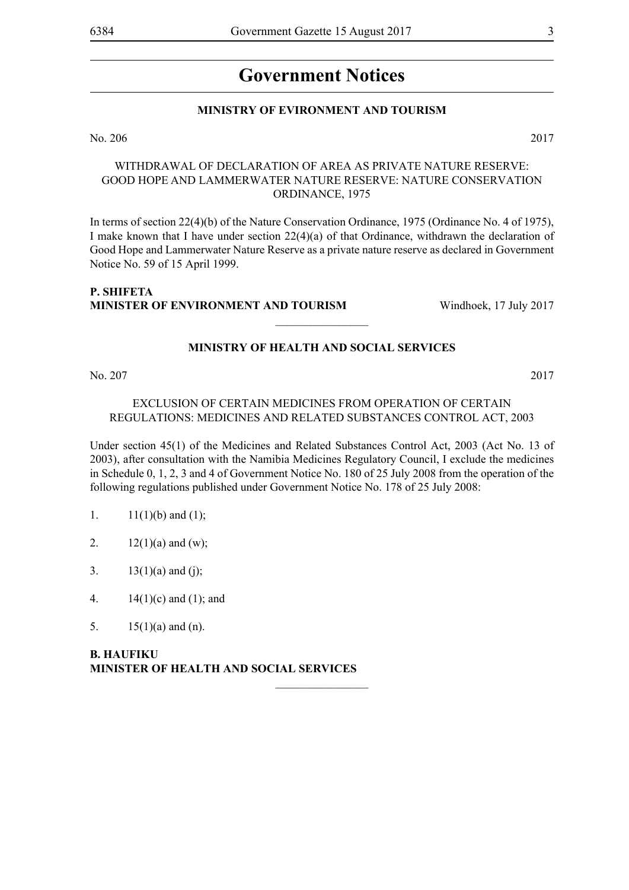# Government Notices

## MINISTRY OF EVIRONMENT AND TOURISM

No. 206 2017

WITHDRAWAL OF DECLARATION OF AREA AS PRIVATE NATURE RESERVE: GOOD HOPE AND LAMMERWATER NATURE RESERVE: NATURE CONSERVATION ORDINANCE, 1975

In terms of section 22(4)(b) of the Nature Conservation Ordinance, 1975 (Ordinance No. 4 of 1975), I make known that I have under section 22(4)(a) of that Ordinance, withdrawn the declaration of Good Hope and Lammerwater Nature Reserve as a private nature reserve as declared in Government Notice No. 59 of 15 April 1999.

**P. SHIFETA**
**MINISTER OF ENVIRONMENT AND TOURISM** Windhoek, 17 July 2017

________________

## MINISTRY OF HEALTH AND SOCIAL SERVICES

No. 207 2017

EXCLUSION OF CERTAIN MEDICINES FROM OPERATION OF CERTAIN REGULATIONS: MEDICINES AND RELATED SUBSTANCES CONTROL ACT, 2003

Under section 45(1) of the Medicines and Related Substances Control Act, 2003 (Act No. 13 of 2003), after consultation with the Namibia Medicines Regulatory Council, I exclude the medicines in Schedule 0, 1, 2, 3 and 4 of Government Notice No. 180 of 25 July 2008 from the operation of the following regulations published under Government Notice No. 178 of 25 July 2008:

1. 11(1)(b) and (1);

2. 12(1)(a) and (w);

3. 13(1)(a) and (j);

4. 14(1)(c) and (1); and

5. 15(1)(a) and (n).

**B. HAUFIKU**
**MINISTER OF HEALTH AND SOCIAL SERVICES**

________________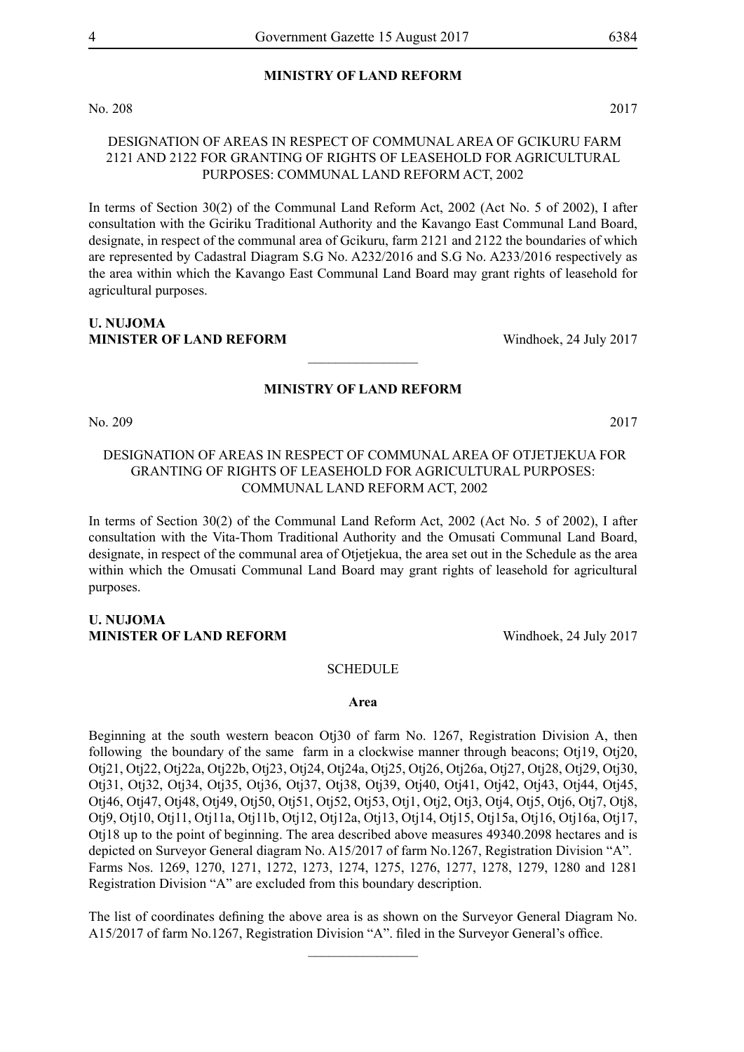**MINISTRY OF LAND REFORM**

No. 208 2017

DESIGNATION OF AREAS IN RESPECT OF COMMUNAL AREA OF GCIKURU FARM 2121 AND 2122 FOR GRANTING OF RIGHTS OF LEASEHOLD FOR AGRICULTURAL PURPOSES: COMMUNAL LAND REFORM ACT, 2002

In terms of Section 30(2) of the Communal Land Reform Act, 2002 (Act No. 5 of 2002), I after consultation with the Gciriku Traditional Authority and the Kavango East Communal Land Board, designate, in respect of the communal area of Gcikuru, farm 2121 and 2122 the boundaries of which are represented by Cadastral Diagram S.G No. A232/2016 and S.G No. A233/2016 respectively as the area within which the Kavango East Communal Land Board may grant rights of leasehold for agricultural purposes.

**U. NUJOMA**
**MINISTER OF LAND REFORM** Windhoek, 24 July 2017

________________

**MINISTRY OF LAND REFORM**

No. 209 2017

DESIGNATION OF AREAS IN RESPECT OF COMMUNAL AREA OF OTJETJEKUA FOR GRANTING OF RIGHTS OF LEASEHOLD FOR AGRICULTURAL PURPOSES: COMMUNAL LAND REFORM ACT, 2002

In terms of Section 30(2) of the Communal Land Reform Act, 2002 (Act No. 5 of 2002), I after consultation with the Vita-Thom Traditional Authority and the Omusati Communal Land Board, designate, in respect of the communal area of Otjetjekua, the area set out in the Schedule as the area within which the Omusati Communal Land Board may grant rights of leasehold for agricultural purposes.

**U. NUJOMA**
**MINISTER OF LAND REFORM** Windhoek, 24 July 2017

SCHEDULE

**Area**

Beginning at the south western beacon Otj30 of farm No. 1267, Registration Division A, then following the boundary of the same farm in a clockwise manner through beacons; Otj19, Otj20, Otj21, Otj22, Otj22a, Otj22b, Otj23, Otj24, Otj24a, Otj25, Otj26, Otj26a, Otj27, Otj28, Otj29, Otj30, Otj31, Otj32, Otj34, Otj35, Otj36, Otj37, Otj38, Otj39, Otj40, Otj41, Otj42, Otj43, Otj44, Otj45, Otj46, Otj47, Otj48, Otj49, Otj50, Otj51, Otj52, Otj53, Otj1, Otj2, Otj3, Otj4, Otj5, Otj6, Otj7, Otj8, Otj9, Otj10, Otj11, Otj11a, Otj11b, Otj12, Otj12a, Otj13, Otj14, Otj15, Otj15a, Otj16, Otj16a, Otj17, Otj18 up to the point of beginning. The area described above measures 49340.2098 hectares and is depicted on Surveyor General diagram No. A15/2017 of farm No.1267, Registration Division "A". Farms Nos. 1269, 1270, 1271, 1272, 1273, 1274, 1275, 1276, 1277, 1278, 1279, 1280 and 1281 Registration Division "A" are excluded from this boundary description.

The list of coordinates defining the above area is as shown on the Surveyor General Diagram No. A15/2017 of farm No.1267, Registration Division "A". filed in the Surveyor General's office.

________________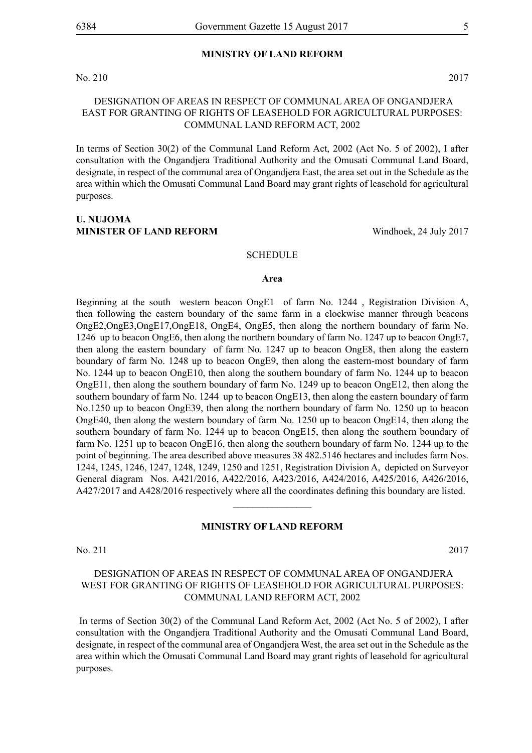**MINISTRY OF LAND REFORM**

No. 210 2017

DESIGNATION OF AREAS IN RESPECT OF COMMUNAL AREA OF ONGANDJERA EAST FOR GRANTING OF RIGHTS OF LEASEHOLD FOR AGRICULTURAL PURPOSES: COMMUNAL LAND REFORM ACT, 2002

In terms of Section 30(2) of the Communal Land Reform Act, 2002 (Act No. 5 of 2002), I after consultation with the Ongandjera Traditional Authority and the Omusati Communal Land Board, designate, in respect of the communal area of Ongandjera East, the area set out in the Schedule as the area within which the Omusati Communal Land Board may grant rights of leasehold for agricultural purposes.

**U. NUJOMA**
**MINISTER OF LAND REFORM** Windhoek, 24 July 2017

SCHEDULE

**Area**

Beginning at the south western beacon OngE1 of farm No. 1244 , Registration Division A, then following the eastern boundary of the same farm in a clockwise manner through beacons OngE2,OngE3,OngE17,OngE18, OngE4, OngE5, then along the northern boundary of farm No. 1246 up to beacon OngE6, then along the northern boundary of farm No. 1247 up to beacon OngE7, then along the eastern boundary of farm No. 1247 up to beacon OngE8, then along the eastern boundary of farm No. 1248 up to beacon OngE9, then along the eastern-most boundary of farm No. 1244 up to beacon OngE10, then along the southern boundary of farm No. 1244 up to beacon OngE11, then along the southern boundary of farm No. 1249 up to beacon OngE12, then along the southern boundary of farm No. 1244 up to beacon OngE13, then along the eastern boundary of farm No.1250 up to beacon OngE39, then along the northern boundary of farm No. 1250 up to beacon OngE40, then along the western boundary of farm No. 1250 up to beacon OngE14, then along the southern boundary of farm No. 1244 up to beacon OngE15, then along the southern boundary of farm No. 1251 up to beacon OngE16, then along the southern boundary of farm No. 1244 up to the point of beginning. The area described above measures 38 482.5146 hectares and includes farm Nos. 1244, 1245, 1246, 1247, 1248, 1249, 1250 and 1251, Registration Division A, depicted on Surveyor General diagram Nos. A421/2016, A422/2016, A423/2016, A424/2016, A425/2016, A426/2016, A427/2017 and A428/2016 respectively where all the coordinates defining this boundary are listed.

________________

**MINISTRY OF LAND REFORM**

No. 211 2017

DESIGNATION OF AREAS IN RESPECT OF COMMUNAL AREA OF ONGANDJERA WEST FOR GRANTING OF RIGHTS OF LEASEHOLD FOR AGRICULTURAL PURPOSES: COMMUNAL LAND REFORM ACT, 2002

In terms of Section 30(2) of the Communal Land Reform Act, 2002 (Act No. 5 of 2002), I after consultation with the Ongandjera Traditional Authority and the Omusati Communal Land Board, designate, in respect of the communal area of Ongandjera West, the area set out in the Schedule as the area within which the Omusati Communal Land Board may grant rights of leasehold for agricultural purposes.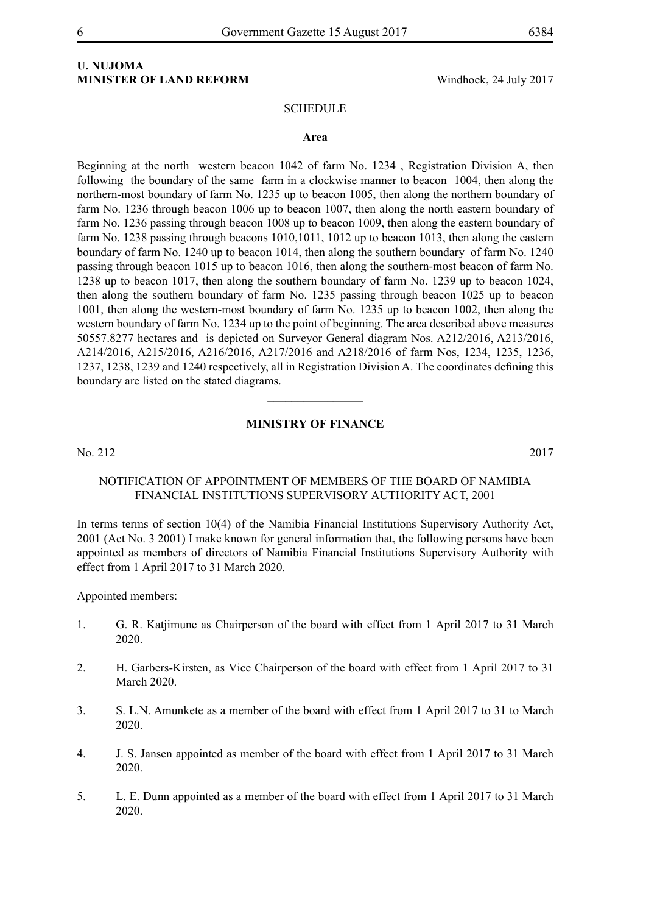**U. NUJOMA**
**MINISTER OF LAND REFORM** Windhoek, 24 July 2017

SCHEDULE

**Area**

Beginning at the north western beacon 1042 of farm No. 1234 , Registration Division A, then following the boundary of the same farm in a clockwise manner to beacon 1004, then along the northern-most boundary of farm No. 1235 up to beacon 1005, then along the northern boundary of farm No. 1236 through beacon 1006 up to beacon 1007, then along the north eastern boundary of farm No. 1236 passing through beacon 1008 up to beacon 1009, then along the eastern boundary of farm No. 1238 passing through beacons 1010,1011, 1012 up to beacon 1013, then along the eastern boundary of farm No. 1240 up to beacon 1014, then along the southern boundary of farm No. 1240 passing through beacon 1015 up to beacon 1016, then along the southern-most beacon of farm No. 1238 up to beacon 1017, then along the southern boundary of farm No. 1239 up to beacon 1024, then along the southern boundary of farm No. 1235 passing through beacon 1025 up to beacon 1001, then along the western-most boundary of farm No. 1235 up to beacon 1002, then along the western boundary of farm No. 1234 up to the point of beginning. The area described above measures 50557.8277 hectares and is depicted on Surveyor General diagram Nos. A212/2016, A213/2016, A214/2016, A215/2016, A216/2016, A217/2016 and A218/2016 of farm Nos, 1234, 1235, 1236, 1237, 1238, 1239 and 1240 respectively, all in Registration Division A. The coordinates defining this boundary are listed on the stated diagrams.

---

## MINISTRY OF FINANCE

No. 212 2017

NOTIFICATION OF APPOINTMENT OF MEMBERS OF THE BOARD OF NAMIBIA FINANCIAL INSTITUTIONS SUPERVISORY AUTHORITY ACT, 2001

In terms terms of section 10(4) of the Namibia Financial Institutions Supervisory Authority Act, 2001 (Act No. 3 2001) I make known for general information that, the following persons have been appointed as members of directors of Namibia Financial Institutions Supervisory Authority with effect from 1 April 2017 to 31 March 2020.

Appointed members:

1. G. R. Katjimune as Chairperson of the board with effect from 1 April 2017 to 31 March 2020.

2. H. Garbers-Kirsten, as Vice Chairperson of the board with effect from 1 April 2017 to 31 March 2020.

3. S. L.N. Amunkete as a member of the board with effect from 1 April 2017 to 31 to March 2020.

4. J. S. Jansen appointed as member of the board with effect from 1 April 2017 to 31 March 2020.

5. L. E. Dunn appointed as a member of the board with effect from 1 April 2017 to 31 March 2020.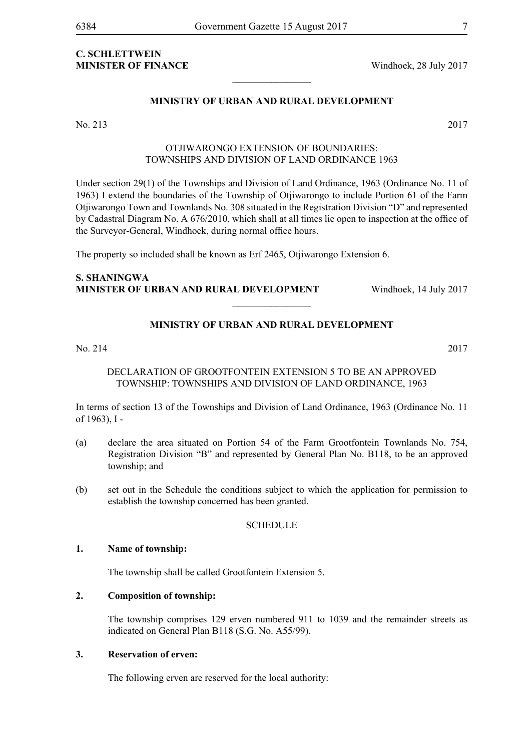**C. SCHLETTWEIN**
**MINISTER OF FINANCE** Windhoek, 28 July 2017

________________

**MINISTRY OF URBAN AND RURAL DEVELOPMENT**

No. 213 2017

OTJIWARONGO EXTENSION OF BOUNDARIES:
TOWNSHIPS AND DIVISION OF LAND ORDINANCE 1963

Under section 29(1) of the Townships and Division of Land Ordinance, 1963 (Ordinance No. 11 of 1963) I extend the boundaries of the Township of Otjiwarongo to include Portion 61 of the Farm Otjiwarongo Town and Townlands No. 308 situated in the Registration Division "D" and represented by Cadastral Diagram No. A 676/2010, which shall at all times lie open to inspection at the office of the Surveyor-General, Windhoek, during normal office hours.

The property so included shall be known as Erf 2465, Otjiwarongo Extension 6.

**S. SHANINGWA**
**MINISTER OF URBAN AND RURAL DEVELOPMENT** Windhoek, 14 July 2017

________________

**MINISTRY OF URBAN AND RURAL DEVELOPMENT**

No. 214 2017

DECLARATION OF GROOTFONTEIN EXTENSION 5 TO BE AN APPROVED TOWNSHIP: TOWNSHIPS AND DIVISION OF LAND ORDINANCE, 1963

In terms of section 13 of the Townships and Division of Land Ordinance, 1963 (Ordinance No. 11 of 1963), I -

(a) declare the area situated on Portion 54 of the Farm Grootfontein Townlands No. 754, Registration Division "B" and represented by General Plan No. B118, to be an approved township; and

(b) set out in the Schedule the conditions subject to which the application for permission to establish the township concerned has been granted.

SCHEDULE

**1. Name of township:**

The township shall be called Grootfontein Extension 5.

**2. Composition of township:**

The township comprises 129 erven numbered 911 to 1039 and the remainder streets as indicated on General Plan B118 (S.G. No. A55/99).

**3. Reservation of erven:**

The following erven are reserved for the local authority: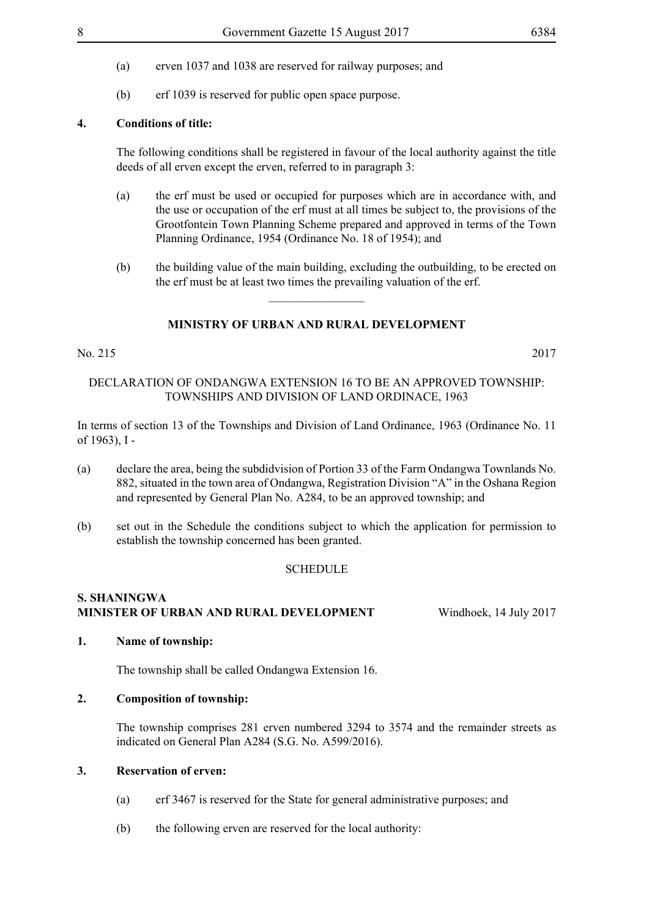(a) erven 1037 and 1038 are reserved for railway purposes; and

(b) erf 1039 is reserved for public open space purpose.

**4. Conditions of title:**

The following conditions shall be registered in favour of the local authority against the title deeds of all erven except the erven, referred to in paragraph 3:

(a) the erf must be used or occupied for purposes which are in accordance with, and the use or occupation of the erf must at all times be subject to, the provisions of the Grootfontein Town Planning Scheme prepared and approved in terms of the Town Planning Ordinance, 1954 (Ordinance No. 18 of 1954); and

(b) the building value of the main building, excluding the outbuilding, to be erected on the erf must be at least two times the prevailing valuation of the erf.

---

## MINISTRY OF URBAN AND RURAL DEVELOPMENT

No. 215 2017

DECLARATION OF ONDANGWA EXTENSION 16 TO BE AN APPROVED TOWNSHIP: TOWNSHIPS AND DIVISION OF LAND ORDINACE, 1963

In terms of section 13 of the Townships and Division of Land Ordinance, 1963 (Ordinance No. 11 of 1963), I -

(a) declare the area, being the subdidvision of Portion 33 of the Farm Ondangwa Townlands No. 882, situated in the town area of Ondangwa, Registration Division "A" in the Oshana Region and represented by General Plan No. A284, to be an approved township; and

(b) set out in the Schedule the conditions subject to which the application for permission to establish the township concerned has been granted.

SCHEDULE

**S. SHANINGWA**
**MINISTER OF URBAN AND RURAL DEVELOPMENT** Windhoek, 14 July 2017

**1. Name of township:**

The township shall be called Ondangwa Extension 16.

**2. Composition of township:**

The township comprises 281 erven numbered 3294 to 3574 and the remainder streets as indicated on General Plan A284 (S.G. No. A599/2016).

**3. Reservation of erven:**

(a) erf 3467 is reserved for the State for general administrative purposes; and

(b) the following erven are reserved for the local authority: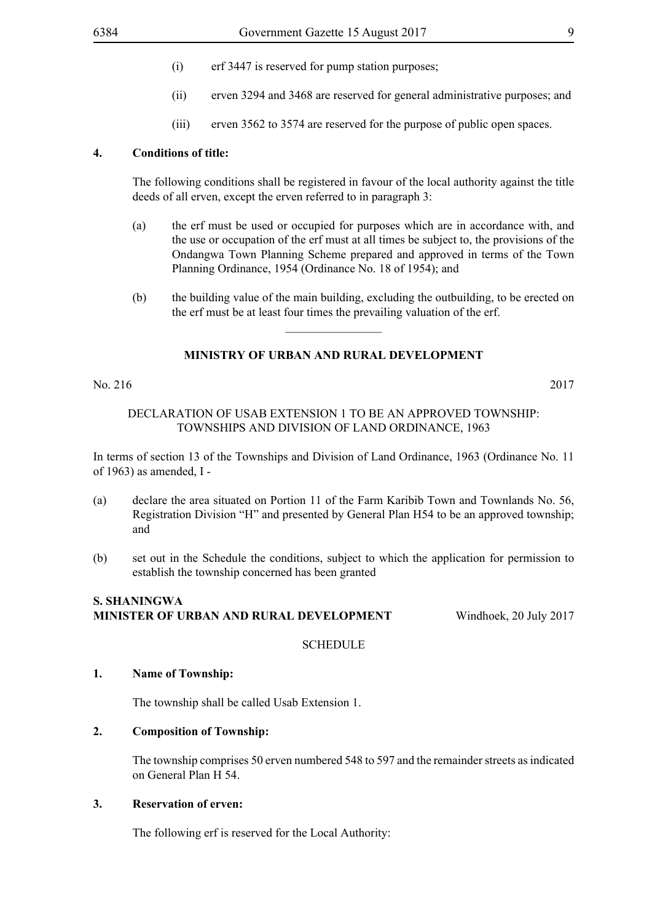(i) erf 3447 is reserved for pump station purposes;

(ii) erven 3294 and 3468 are reserved for general administrative purposes; and

(iii) erven 3562 to 3574 are reserved for the purpose of public open spaces.

**4. Conditions of title:**

The following conditions shall be registered in favour of the local authority against the title deeds of all erven, except the erven referred to in paragraph 3:

(a) the erf must be used or occupied for purposes which are in accordance with, and the use or occupation of the erf must at all times be subject to, the provisions of the Ondangwa Town Planning Scheme prepared and approved in terms of the Town Planning Ordinance, 1954 (Ordinance No. 18 of 1954); and

(b) the building value of the main building, excluding the outbuilding, to be erected on the erf must be at least four times the prevailing valuation of the erf.

---

## MINISTRY OF URBAN AND RURAL DEVELOPMENT

No. 216 2017

DECLARATION OF USAB EXTENSION 1 TO BE AN APPROVED TOWNSHIP: TOWNSHIPS AND DIVISION OF LAND ORDINANCE, 1963

In terms of section 13 of the Townships and Division of Land Ordinance, 1963 (Ordinance No. 11 of 1963) as amended, I -

(a) declare the area situated on Portion 11 of the Farm Karibib Town and Townlands No. 56, Registration Division "H" and presented by General Plan H54 to be an approved township; and

(b) set out in the Schedule the conditions, subject to which the application for permission to establish the township concerned has been granted

**S. SHANINGWA**
**MINISTER OF URBAN AND RURAL DEVELOPMENT** Windhoek, 20 July 2017

SCHEDULE

**1. Name of Township:**

The township shall be called Usab Extension 1.

**2. Composition of Township:**

The township comprises 50 erven numbered 548 to 597 and the remainder streets as indicated on General Plan H 54.

**3. Reservation of erven:**

The following erf is reserved for the Local Authority: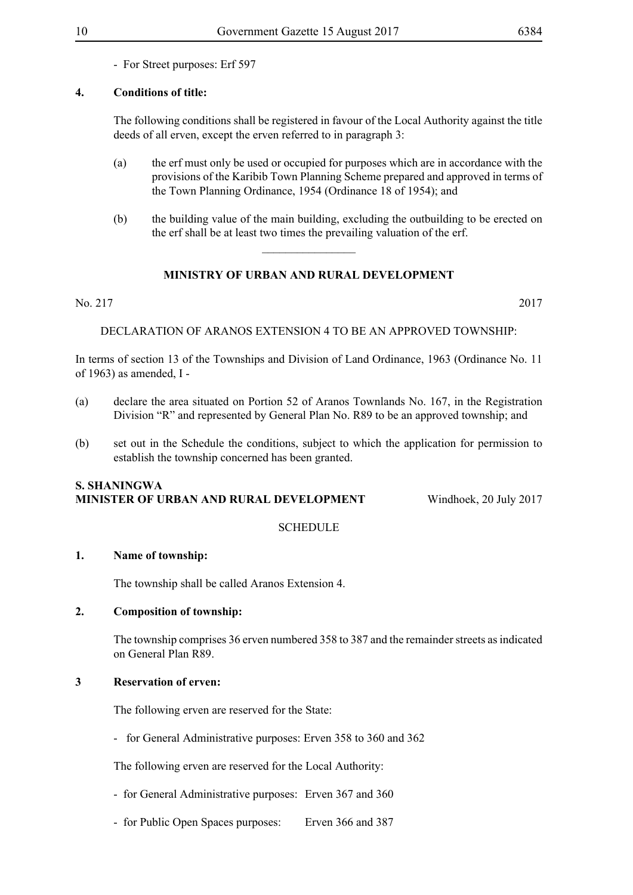- For Street purposes: Erf 597

**4. Conditions of title:**

The following conditions shall be registered in favour of the Local Authority against the title deeds of all erven, except the erven referred to in paragraph 3:

(a) the erf must only be used or occupied for purposes which are in accordance with the provisions of the Karibib Town Planning Scheme prepared and approved in terms of the Town Planning Ordinance, 1954 (Ordinance 18 of 1954); and

(b) the building value of the main building, excluding the outbuilding to be erected on the erf shall be at least two times the prevailing valuation of the erf.

---

**MINISTRY OF URBAN AND RURAL DEVELOPMENT**

No. 217 2017

DECLARATION OF ARANOS EXTENSION 4 TO BE AN APPROVED TOWNSHIP:

In terms of section 13 of the Townships and Division of Land Ordinance, 1963 (Ordinance No. 11 of 1963) as amended, I -

(a) declare the area situated on Portion 52 of Aranos Townlands No. 167, in the Registration Division "R" and represented by General Plan No. R89 to be an approved township; and

(b) set out in the Schedule the conditions, subject to which the application for permission to establish the township concerned has been granted.

**S. SHANINGWA**
**MINISTER OF URBAN AND RURAL DEVELOPMENT** Windhoek, 20 July 2017

SCHEDULE

**1. Name of township:**

The township shall be called Aranos Extension 4.

**2. Composition of township:**

The township comprises 36 erven numbered 358 to 387 and the remainder streets as indicated on General Plan R89.

**3 Reservation of erven:**

The following erven are reserved for the State:

- for General Administrative purposes: Erven 358 to 360 and 362

The following erven are reserved for the Local Authority:

- for General Administrative purposes: Erven 367 and 360

- for Public Open Spaces purposes: Erven 366 and 387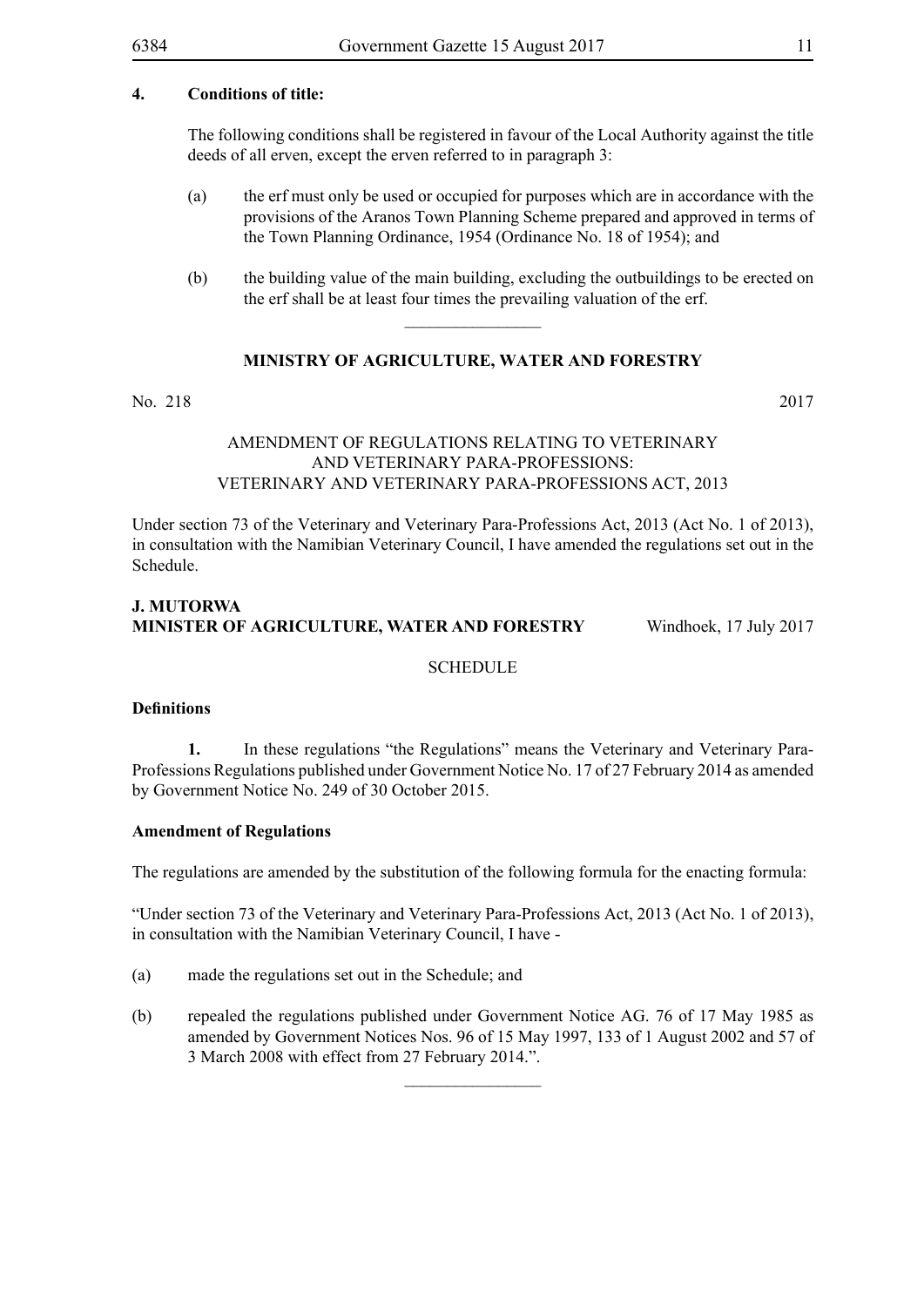**4. Conditions of title:**

The following conditions shall be registered in favour of the Local Authority against the title deeds of all erven, except the erven referred to in paragraph 3:

(a) the erf must only be used or occupied for purposes which are in accordance with the provisions of the Aranos Town Planning Scheme prepared and approved in terms of the Town Planning Ordinance, 1954 (Ordinance No. 18 of 1954); and

(b) the building value of the main building, excluding the outbuildings to be erected on the erf shall be at least four times the prevailing valuation of the erf.

________________

## MINISTRY OF AGRICULTURE, WATER AND FORESTRY

No. 218 2017

AMENDMENT OF REGULATIONS RELATING TO VETERINARY AND VETERINARY PARA-PROFESSIONS: VETERINARY AND VETERINARY PARA-PROFESSIONS ACT, 2013

Under section 73 of the Veterinary and Veterinary Para-Professions Act, 2013 (Act No. 1 of 2013), in consultation with the Namibian Veterinary Council, I have amended the regulations set out in the Schedule.

**J. MUTORWA**
**MINISTER OF AGRICULTURE, WATER AND FORESTRY** Windhoek, 17 July 2017

SCHEDULE

**Definitions**

**1.** In these regulations "the Regulations" means the Veterinary and Veterinary Para-Professions Regulations published under Government Notice No. 17 of 27 February 2014 as amended by Government Notice No. 249 of 30 October 2015.

**Amendment of Regulations**

The regulations are amended by the substitution of the following formula for the enacting formula:

"Under section 73 of the Veterinary and Veterinary Para-Professions Act, 2013 (Act No. 1 of 2013), in consultation with the Namibian Veterinary Council, I have -

(a) made the regulations set out in the Schedule; and

(b) repealed the regulations published under Government Notice AG. 76 of 17 May 1985 as amended by Government Notices Nos. 96 of 15 May 1997, 133 of 1 August 2002 and 57 of 3 March 2008 with effect from 27 February 2014.".

________________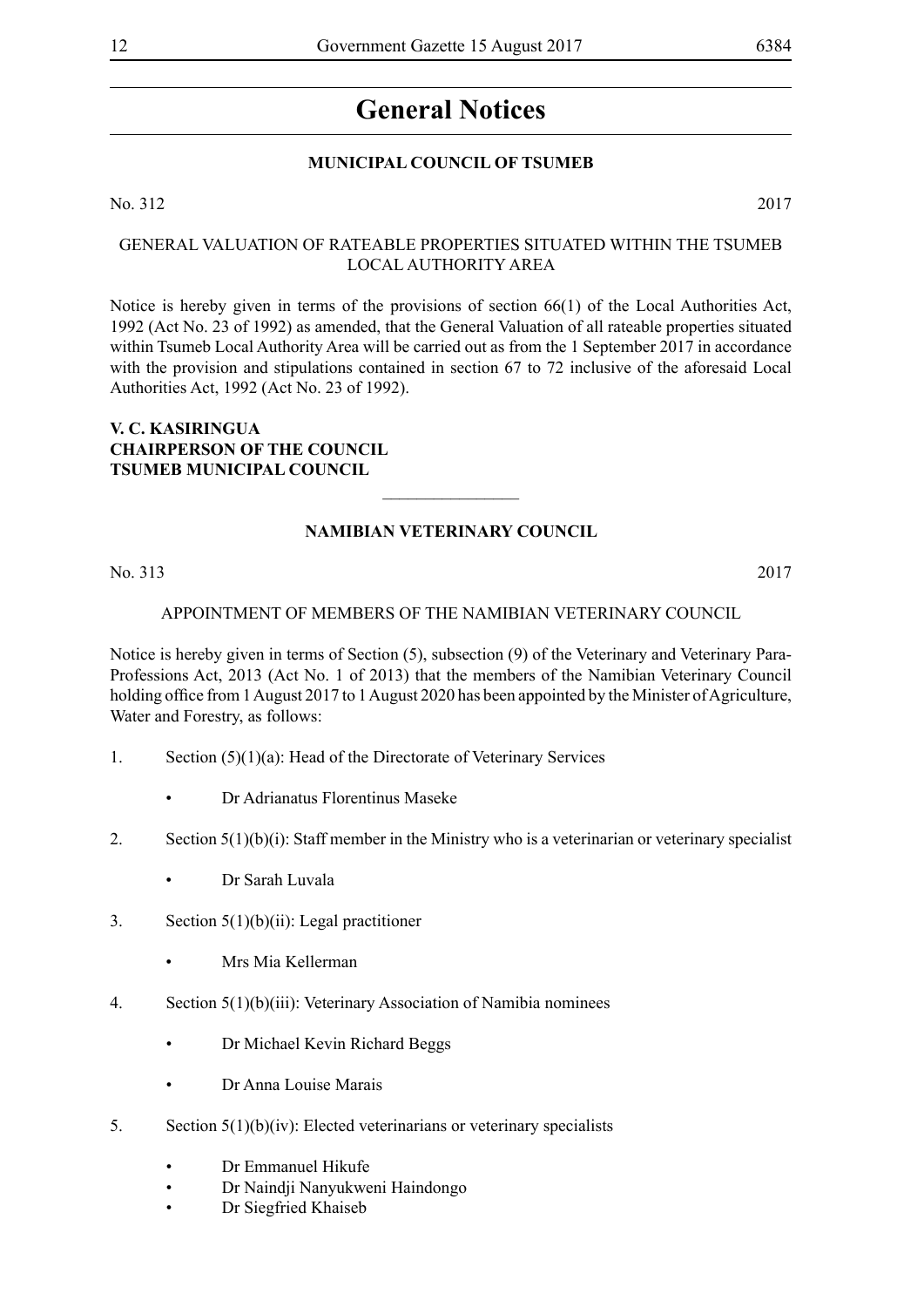# General Notices

**MUNICIPAL COUNCIL OF TSUMEB**

No. 312 2017

GENERAL VALUATION OF RATEABLE PROPERTIES SITUATED WITHIN THE TSUMEB LOCAL AUTHORITY AREA

Notice is hereby given in terms of the provisions of section 66(1) of the Local Authorities Act, 1992 (Act No. 23 of 1992) as amended, that the General Valuation of all rateable properties situated within Tsumeb Local Authority Area will be carried out as from the 1 September 2017 in accordance with the provision and stipulations contained in section 67 to 72 inclusive of the aforesaid Local Authorities Act, 1992 (Act No. 23 of 1992).

**V. C. KASIRINGUA**
**CHAIRPERSON OF THE COUNCIL**
**TSUMEB MUNICIPAL COUNCIL**

---

**NAMIBIAN VETERINARY COUNCIL**

No. 313 2017

APPOINTMENT OF MEMBERS OF THE NAMIBIAN VETERINARY COUNCIL

Notice is hereby given in terms of Section (5), subsection (9) of the Veterinary and Veterinary Para-Professions Act, 2013 (Act No. 1 of 2013) that the members of the Namibian Veterinary Council holding office from 1 August 2017 to 1 August 2020 has been appointed by the Minister of Agriculture, Water and Forestry, as follows:

1. Section (5)(1)(a): Head of the Directorate of Veterinary Services
   - Dr Adrianatus Florentinus Maseke
2. Section 5(1)(b)(i): Staff member in the Ministry who is a veterinarian or veterinary specialist
   - Dr Sarah Luvala
3. Section 5(1)(b)(ii): Legal practitioner
   - Mrs Mia Kellerman
4. Section 5(1)(b)(iii): Veterinary Association of Namibia nominees
   - Dr Michael Kevin Richard Beggs
   - Dr Anna Louise Marais
5. Section 5(1)(b)(iv): Elected veterinarians or veterinary specialists
   - Dr Emmanuel Hikufe
   - Dr Naindji Nanyukweni Haindongo
   - Dr Siegfried Khaiseb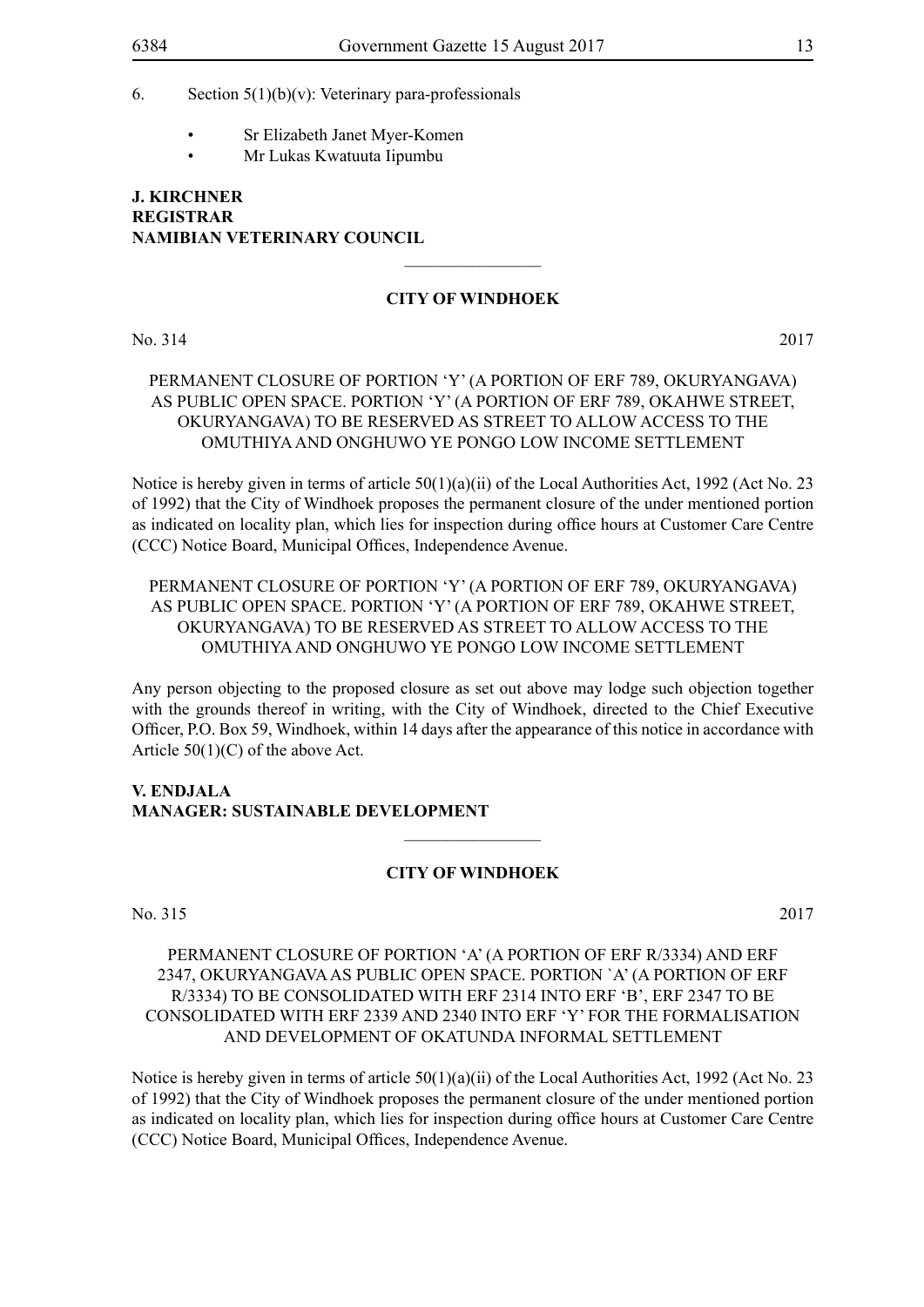6. Section 5(1)(b)(v): Veterinary para-professionals

- Sr Elizabeth Janet Myer-Komen
- Mr Lukas Kwatuuta Iipumbu

**J. KIRCHNER**
**REGISTRAR**
**NAMIBIAN VETERINARY COUNCIL**

---

**CITY OF WINDHOEK**

No. 314 2017

PERMANENT CLOSURE OF PORTION 'Y' (A PORTION OF ERF 789, OKURYANGAVA) AS PUBLIC OPEN SPACE. PORTION 'Y' (A PORTION OF ERF 789, OKAHWE STREET, OKURYANGAVA) TO BE RESERVED AS STREET TO ALLOW ACCESS TO THE OMUTHIYA AND ONGHUWO YE PONGO LOW INCOME SETTLEMENT

Notice is hereby given in terms of article 50(1)(a)(ii) of the Local Authorities Act, 1992 (Act No. 23 of 1992) that the City of Windhoek proposes the permanent closure of the under mentioned portion as indicated on locality plan, which lies for inspection during office hours at Customer Care Centre (CCC) Notice Board, Municipal Offices, Independence Avenue.

PERMANENT CLOSURE OF PORTION 'Y' (A PORTION OF ERF 789, OKURYANGAVA) AS PUBLIC OPEN SPACE. PORTION 'Y' (A PORTION OF ERF 789, OKAHWE STREET, OKURYANGAVA) TO BE RESERVED AS STREET TO ALLOW ACCESS TO THE OMUTHIYA AND ONGHUWO YE PONGO LOW INCOME SETTLEMENT

Any person objecting to the proposed closure as set out above may lodge such objection together with the grounds thereof in writing, with the City of Windhoek, directed to the Chief Executive Officer, P.O. Box 59, Windhoek, within 14 days after the appearance of this notice in accordance with Article 50(1)(C) of the above Act.

**V. ENDJALA**
**MANAGER: SUSTAINABLE DEVELOPMENT**

---

**CITY OF WINDHOEK**

No. 315 2017

PERMANENT CLOSURE OF PORTION 'A' (A PORTION OF ERF R/3334) AND ERF 2347, OKURYANGAVA AS PUBLIC OPEN SPACE. PORTION `A' (A PORTION OF ERF R/3334) TO BE CONSOLIDATED WITH ERF 2314 INTO ERF 'B', ERF 2347 TO BE CONSOLIDATED WITH ERF 2339 AND 2340 INTO ERF 'Y' FOR THE FORMALISATION AND DEVELOPMENT OF OKATUNDA INFORMAL SETTLEMENT

Notice is hereby given in terms of article 50(1)(a)(ii) of the Local Authorities Act, 1992 (Act No. 23 of 1992) that the City of Windhoek proposes the permanent closure of the under mentioned portion as indicated on locality plan, which lies for inspection during office hours at Customer Care Centre (CCC) Notice Board, Municipal Offices, Independence Avenue.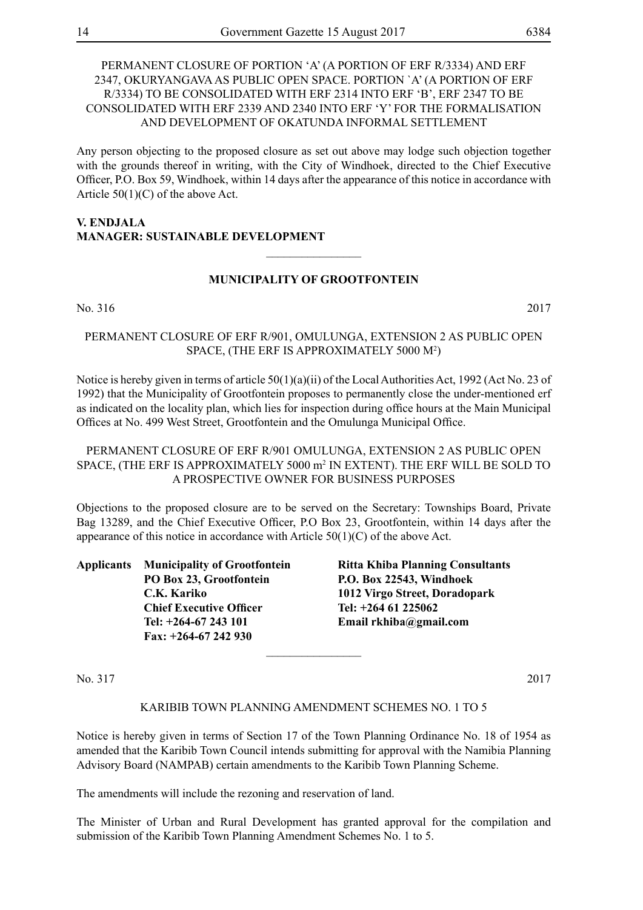PERMANENT CLOSURE OF PORTION 'A' (A PORTION OF ERF R/3334) AND ERF 2347, OKURYANGAVA AS PUBLIC OPEN SPACE. PORTION `A' (A PORTION OF ERF R/3334) TO BE CONSOLIDATED WITH ERF 2314 INTO ERF 'B', ERF 2347 TO BE CONSOLIDATED WITH ERF 2339 AND 2340 INTO ERF 'Y' FOR THE FORMALISATION AND DEVELOPMENT OF OKATUNDA INFORMAL SETTLEMENT

Any person objecting to the proposed closure as set out above may lodge such objection together with the grounds thereof in writing, with the City of Windhoek, directed to the Chief Executive Officer, P.O. Box 59, Windhoek, within 14 days after the appearance of this notice in accordance with Article 50(1)(C) of the above Act.

**V. ENDJALA**
**MANAGER: SUSTAINABLE DEVELOPMENT**

---

## MUNICIPALITY OF GROOTFONTEIN

No. 316 2017

PERMANENT CLOSURE OF ERF R/901, OMULUNGA, EXTENSION 2 AS PUBLIC OPEN SPACE, (THE ERF IS APPROXIMATELY 5000 M$^2$)

Notice is hereby given in terms of article 50(1)(a)(ii) of the Local Authorities Act, 1992 (Act No. 23 of 1992) that the Municipality of Grootfontein proposes to permanently close the under-mentioned erf as indicated on the locality plan, which lies for inspection during office hours at the Main Municipal Offices at No. 499 West Street, Grootfontein and the Omulunga Municipal Office.

PERMANENT CLOSURE OF ERF R/901 OMULUNGA, EXTENSION 2 AS PUBLIC OPEN SPACE, (THE ERF IS APPROXIMATELY 5000 m$^2$ IN EXTENT). THE ERF WILL BE SOLD TO A PROSPECTIVE OWNER FOR BUSINESS PURPOSES

Objections to the proposed closure are to be served on the Secretary: Townships Board, Private Bag 13289, and the Chief Executive Officer, P.O Box 23, Grootfontein, within 14 days after the appearance of this notice in accordance with Article 50(1)(C) of the above Act.

**Applicants**

**Municipality of Grootfontein**
**PO Box 23, Grootfontein**
**C.K. Kariko**
**Chief Executive Officer**
**Tel: +264-67 243 101**
**Fax: +264-67 242 930**

**Ritta Khiba Planning Consultants**
**P.O. Box 22543, Windhoek**
**1012 Virgo Street, Doradopark**
**Tel: +264 61 225062**
**Email rkhiba@gmail.com**

---

No. 317 2017

KARIBIB TOWN PLANNING AMENDMENT SCHEMES NO. 1 TO 5

Notice is hereby given in terms of Section 17 of the Town Planning Ordinance No. 18 of 1954 as amended that the Karibib Town Council intends submitting for approval with the Namibia Planning Advisory Board (NAMPAB) certain amendments to the Karibib Town Planning Scheme.

The amendments will include the rezoning and reservation of land.

The Minister of Urban and Rural Development has granted approval for the compilation and submission of the Karibib Town Planning Amendment Schemes No. 1 to 5.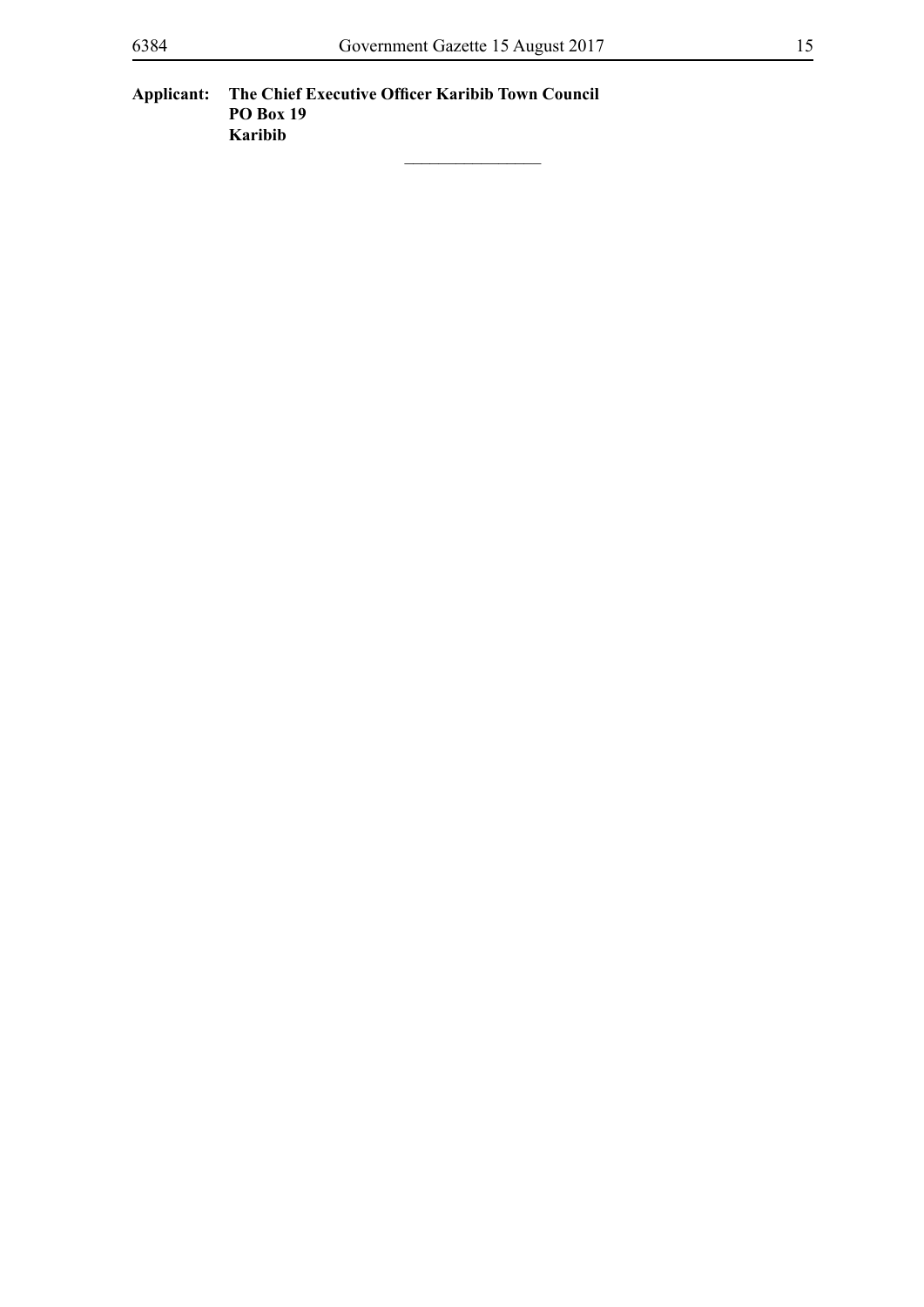**Applicant: The Chief Executive Officer Karibib Town Council**
**PO Box 19**
**Karibib**

________________